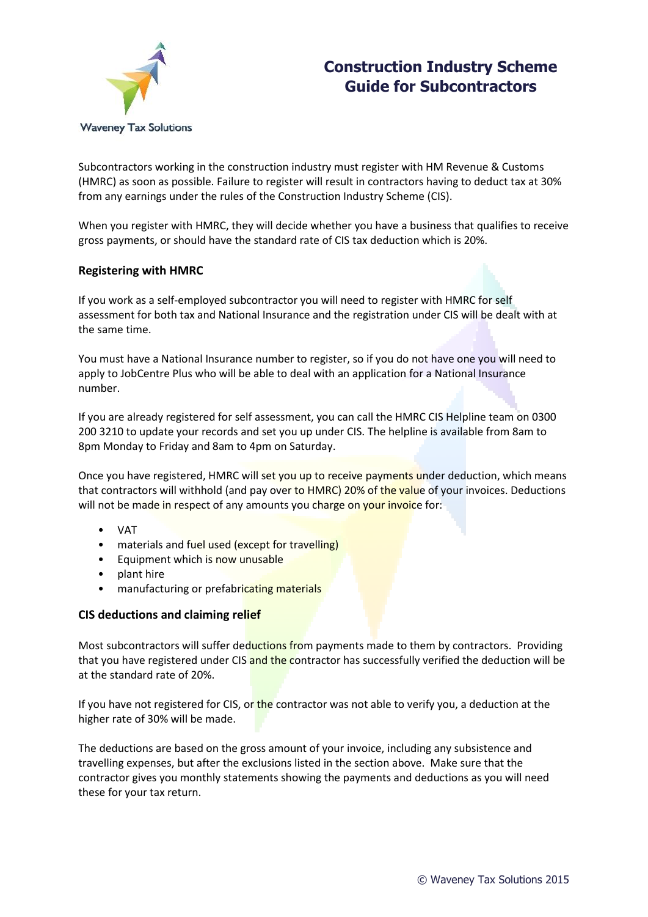Waveney Tax Solutions

# Construction Industry Scheme Guide for Subcontractors

Subcontractors working in the construction industry must register with HM Revenue & Customs (HMRC) as soon as possible. Failure to register will result in contractors having to deduct tax at 30% from any earnings under the rules of the Construction Industry Scheme (CIS).

When you register with HMRC, they will decide whether you have a business that qualifies to receive gross payments, or should have the standard rate of CIS tax deduction which is 20%.

## Registering with HMRC

If you work as a self-employed subcontractor you will need to register with HMRC for self assessment for both tax and National Insurance and the registration under CIS will be dealt with at the same time.

You must have a National Insurance number to register, so if you do not have one you will need to apply to JobCentre Plus who will be able to deal with an application for a National Insurance number.

If you are already registered for self assessment, you can call the HMRC CIS Helpline team on 0300 200 3210 to update your records and set you up under CIS. The helpline is available from 8am to 8pm Monday to Friday and 8am to 4pm on Saturday.

Once you have registered, HMRC will set you up to receive payments under deduction, which means that contractors will withhold (and pay over to HMRC) 20% of the value of your invoices. Deductions will not be made in respect of any amounts you charge on your invoice for:

- VAT
- materials and fuel used (except for travelling)
- Equipment which is now unusable
- plant hire
- manufacturing or prefabricating materials

## CIS deductions and claiming relief

Most subcontractors will suffer deductions from payments made to them by contractors. Providing that you have registered under CIS and the contractor has successfully verified the deduction will be at the standard rate of 20%.

If you have not registered for CIS, or the contractor was not able to verify you, a deduction at the higher rate of 30% will be made.

The deductions are based on the gross amount of your invoice, including any subsistence and travelling expenses, but after the exclusions listed in the section above. Make sure that the contractor gives you monthly statements showing the payments and deductions as you will need these for your tax return.

© Waveney Tax Solutions 2015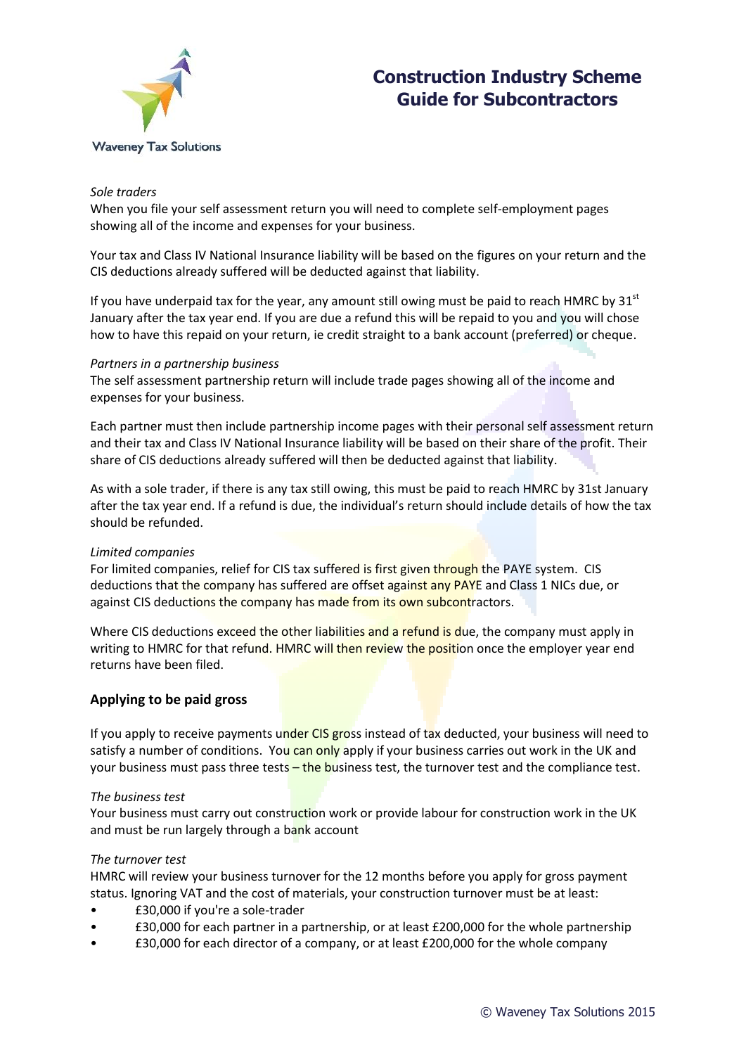*Sole traders*

When you file your self assessment return you will need to complete self-employment pages showing all of the income and expenses for your business.

Your tax and Class IV National Insurance liability will be based on the figures on your return and the CIS deductions already suffered will be deducted against that liability.

If you have underpaid tax for the year, any amount still owing must be paid to reach HMRC by 31st January after the tax year end. If you are due a refund this will be repaid to you and you will chose how to have this repaid on your return, ie credit straight to a bank account (preferred) or cheque.

*Partners in a partnership business*

The self assessment partnership return will include trade pages showing all of the income and expenses for your business.

Each partner must then include partnership income pages with their personal self assessment return and their tax and Class IV National Insurance liability will be based on their share of the profit. Their share of CIS deductions already suffered will then be deducted against that liability.

As with a sole trader, if there is any tax still owing, this must be paid to reach HMRC by 31st January after the tax year end. If a refund is due, the individual's return should include details of how the tax should be refunded.

*Limited companies*

For limited companies, relief for CIS tax suffered is first given through the PAYE system. CIS deductions that the company has suffered are offset against any PAYE and Class 1 NICs due, or against CIS deductions the company has made from its own subcontractors.

Where CIS deductions exceed the other liabilities and a refund is due, the company must apply in writing to HMRC for that refund. HMRC will then review the position once the employer year end returns have been filed.

## Applying to be paid gross

If you apply to receive payments under CIS gross instead of tax deducted, your business will need to satisfy a number of conditions. You can only apply if your business carries out work in the UK and your business must pass three tests – the business test, the turnover test and the compliance test.

*The business test*

Your business must carry out construction work or provide labour for construction work in the UK and must be run largely through a bank account

*The turnover test*

HMRC will review your business turnover for the 12 months before you apply for gross payment status. Ignoring VAT and the cost of materials, your construction turnover must be at least:

- £30,000 if you're a sole-trader
- £30,000 for each partner in a partnership, or at least £200,000 for the whole partnership
- £30,000 for each director of a company, or at least £200,000 for the whole company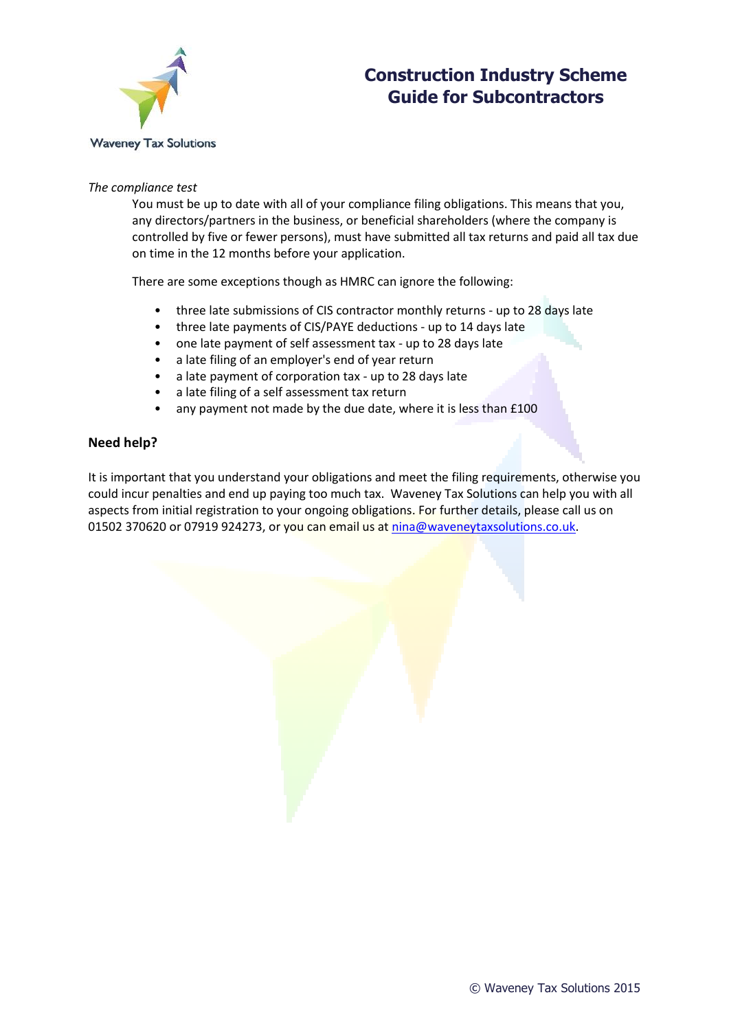# Construction Industry Scheme Guide for Subcontractors

Waveney Tax Solutions

*The compliance test*

You must be up to date with all of your compliance filing obligations. This means that you, any directors/partners in the business, or beneficial shareholders (where the company is controlled by five or fewer persons), must have submitted all tax returns and paid all tax due on time in the 12 months before your application.

There are some exceptions though as HMRC can ignore the following:

- three late submissions of CIS contractor monthly returns - up to 28 days late
- three late payments of CIS/PAYE deductions - up to 14 days late
- one late payment of self assessment tax - up to 28 days late
- a late filing of an employer's end of year return
- a late payment of corporation tax - up to 28 days late
- a late filing of a self assessment tax return
- any payment not made by the due date, where it is less than £100

## Need help?

It is important that you understand your obligations and meet the filing requirements, otherwise you could incur penalties and end up paying too much tax. Waveney Tax Solutions can help you with all aspects from initial registration to your ongoing obligations. For further details, please call us on 01502 370620 or 07919 924273, or you can email us at nina@waveneytaxsolutions.co.uk.

© Waveney Tax Solutions 2015